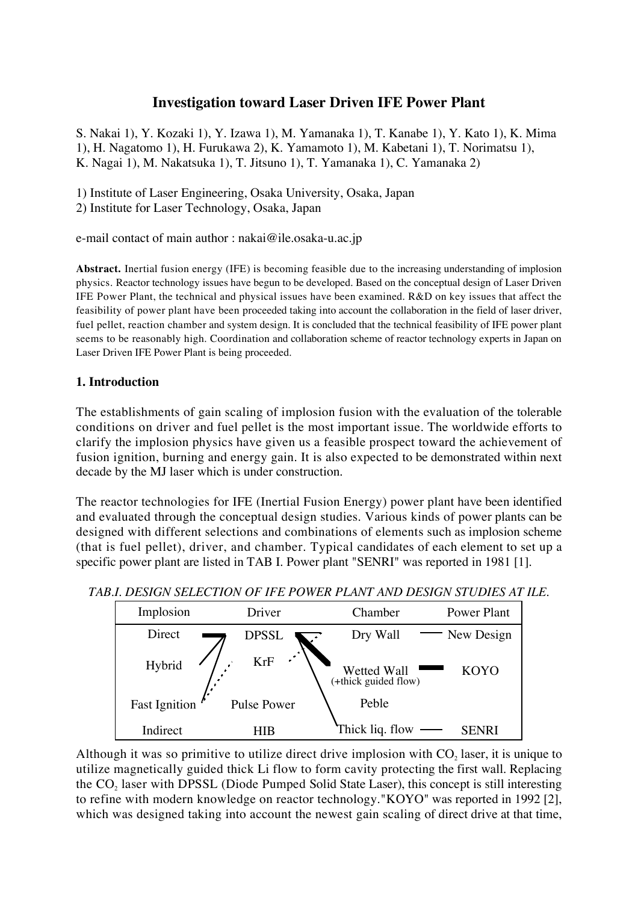# Investigation toward Laser Driven IFE Power Plant

S. Nakai 1), Y. Kozaki 1), Y. Izawa 1), M. Yamanaka 1), T. Kanabe 1), Y. Kato 1), K. Mima 1), H. Nagatomo 1), H. Furukawa 2), K. Yamamoto 1), M. Kabetani 1), T. Norimatsu 1), K. Nagai 1), M. Nakatsuka 1), T. Jitsuno 1), T. Yamanaka 1), C. Yamanaka 2)

1) Institute of Laser Engineering, Osaka University, Osaka, Japan
2) Institute for Laser Technology, Osaka, Japan

e-mail contact of main author : nakai@ile.osaka-u.ac.jp

**Abstract.** Inertial fusion energy (IFE) is becoming feasible due to the increasing understanding of implosion physics. Reactor technology issues have begun to be developed. Based on the conceptual design of Laser Driven IFE Power Plant, the technical and physical issues have been examined. R&D on key issues that affect the feasibility of power plant have been proceeded taking into account the collaboration in the field of laser driver, fuel pellet, reaction chamber and system design. It is concluded that the technical feasibility of IFE power plant seems to be reasonably high. Coordination and collaboration scheme of reactor technology experts in Japan on Laser Driven IFE Power Plant is being proceeded.

## 1. Introduction

The establishments of gain scaling of implosion fusion with the evaluation of the tolerable conditions on driver and fuel pellet is the most important issue. The worldwide efforts to clarify the implosion physics have given us a feasible prospect toward the achievement of fusion ignition, burning and energy gain. It is also expected to be demonstrated within next decade by the MJ laser which is under construction.

The reactor technologies for IFE (Inertial Fusion Energy) power plant have been identified and evaluated through the conceptual design studies. Various kinds of power plants can be designed with different selections and combinations of elements such as implosion scheme (that is fuel pellet), driver, and chamber. Typical candidates of each element to set up a specific power plant are listed in TAB I. Power plant "SENRI" was reported in 1981 [1].

*TAB.I. DESIGN SELECTION OF IFE POWER PLANT AND DESIGN STUDIES AT ILE.*

| Implosion | Driver | Chamber | Power Plant |
|---|---|---|---|
| Direct | DPSSL | Dry Wall | New Design |
| Hybrid | KrF | Wetted Wall (+thick guided flow) | KOYO |
| Fast Ignition | Pulse Power | Peble | |
| Indirect | HIB | Thick liq. flow | SENRI |

Although it was so primitive to utilize direct drive implosion with $CO_2$ laser, it is unique to utilize magnetically guided thick Li flow to form cavity protecting the first wall. Replacing the $CO_2$ laser with DPSSL (Diode Pumped Solid State Laser), this concept is still interesting to refine with modern knowledge on reactor technology."KOYO" was reported in 1992 [2], which was designed taking into account the newest gain scaling of direct drive at that time,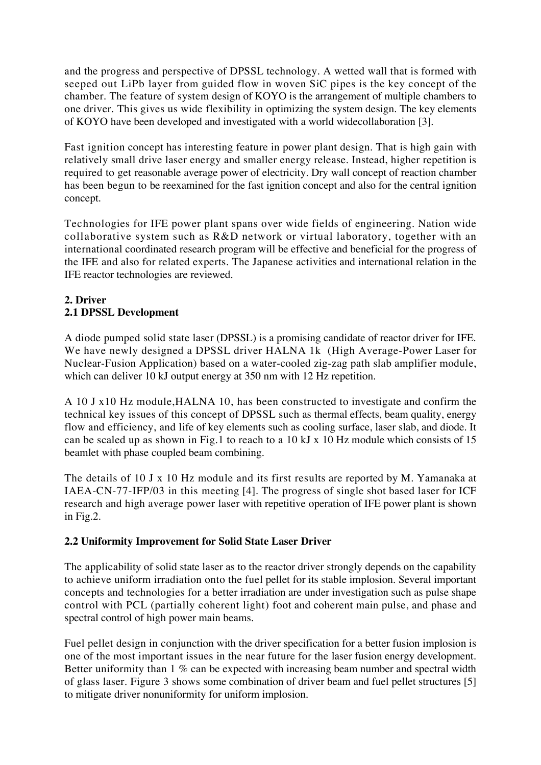and the progress and perspective of DPSSL technology. A wetted wall that is formed with seeped out LiPb layer from guided flow in woven SiC pipes is the key concept of the chamber. The feature of system design of KOYO is the arrangement of multiple chambers to one driver. This gives us wide flexibility in optimizing the system design. The key elements of KOYO have been developed and investigated with a world widecollaboration [3].

Fast ignition concept has interesting feature in power plant design. That is high gain with relatively small drive laser energy and smaller energy release. Instead, higher repetition is required to get reasonable average power of electricity. Dry wall concept of reaction chamber has been begun to be reexamined for the fast ignition concept and also for the central ignition concept.

Technologies for IFE power plant spans over wide fields of engineering. Nation wide collaborative system such as R&D network or virtual laboratory, together with an international coordinated research program will be effective and beneficial for the progress of the IFE and also for related experts. The Japanese activities and international relation in the IFE reactor technologies are reviewed.

## 2. Driver

### 2.1 DPSSL Development

A diode pumped solid state laser (DPSSL) is a promising candidate of reactor driver for IFE. We have newly designed a DPSSL driver HALNA 1k (High Average-Power Laser for Nuclear-Fusion Application) based on a water-cooled zig-zag path slab amplifier module, which can deliver 10 kJ output energy at 350 nm with 12 Hz repetition.

A 10 J x10 Hz module,HALNA 10, has been constructed to investigate and confirm the technical key issues of this concept of DPSSL such as thermal effects, beam quality, energy flow and efficiency, and life of key elements such as cooling surface, laser slab, and diode. It can be scaled up as shown in Fig.1 to reach to a 10 kJ x 10 Hz module which consists of 15 beamlet with phase coupled beam combining.

The details of 10 J x 10 Hz module and its first results are reported by M. Yamanaka at IAEA-CN-77-IFP/03 in this meeting [4]. The progress of single shot based laser for ICF research and high average power laser with repetitive operation of IFE power plant is shown in Fig.2.

### 2.2 Uniformity Improvement for Solid State Laser Driver

The applicability of solid state laser as to the reactor driver strongly depends on the capability to achieve uniform irradiation onto the fuel pellet for its stable implosion. Several important concepts and technologies for a better irradiation are under investigation such as pulse shape control with PCL (partially coherent light) foot and coherent main pulse, and phase and spectral control of high power main beams.

Fuel pellet design in conjunction with the driver specification for a better fusion implosion is one of the most important issues in the near future for the laser fusion energy development. Better uniformity than 1 % can be expected with increasing beam number and spectral width of glass laser. Figure 3 shows some combination of driver beam and fuel pellet structures [5] to mitigate driver nonuniformity for uniform implosion.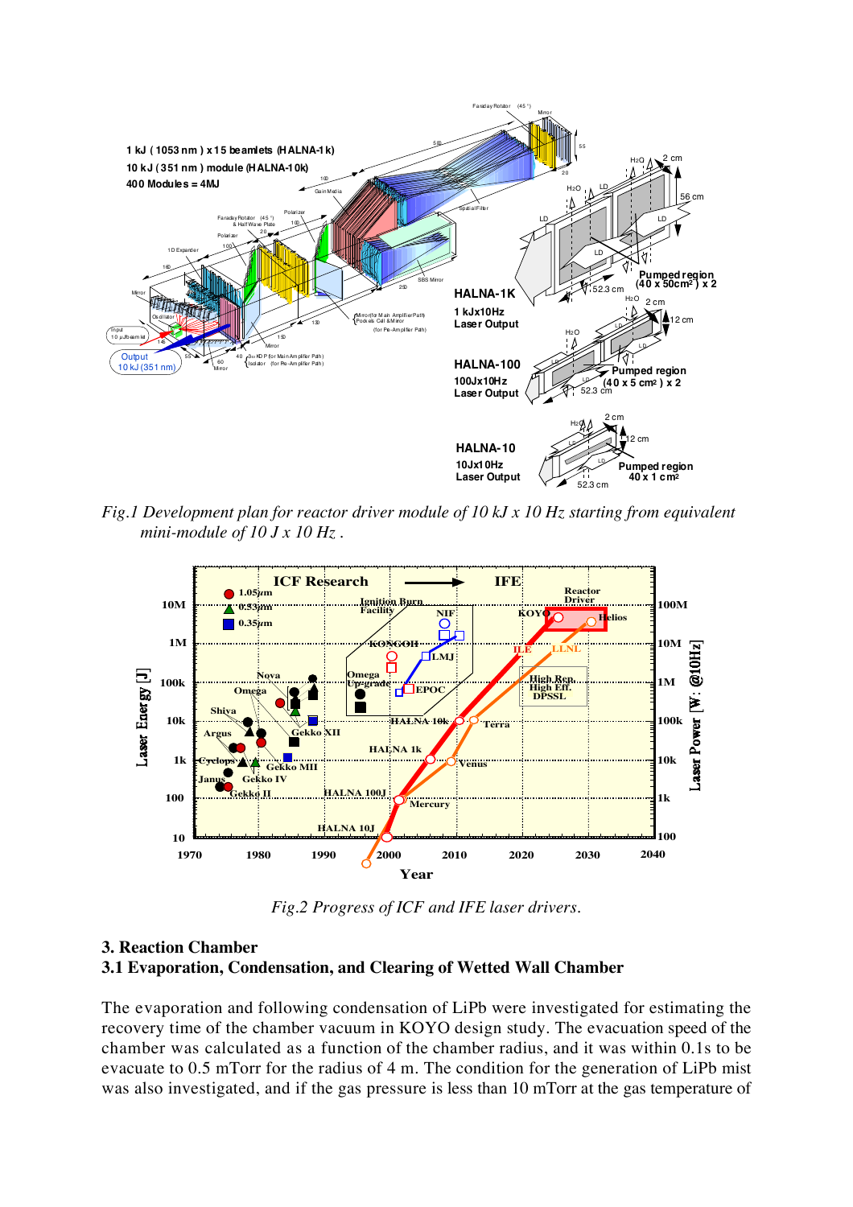*Fig.1 Development plan for reactor driver module of 10 kJ x 10 Hz starting from equivalent mini-module of 10 J x 10 Hz .*

*Fig.2 Progress of ICF and IFE laser drivers.*

### 3. Reaction Chamber

### 3.1 Evaporation, Condensation, and Clearing of Wetted Wall Chamber

The evaporation and following condensation of LiPb were investigated for estimating the recovery time of the chamber vacuum in KOYO design study. The evacuation speed of the chamber was calculated as a function of the chamber radius, and it was within 0.1s to be evacuate to 0.5 mTorr for the radius of 4 m. The condition for the generation of LiPb mist was also investigated, and if the gas pressure is less than 10 mTorr at the gas temperature of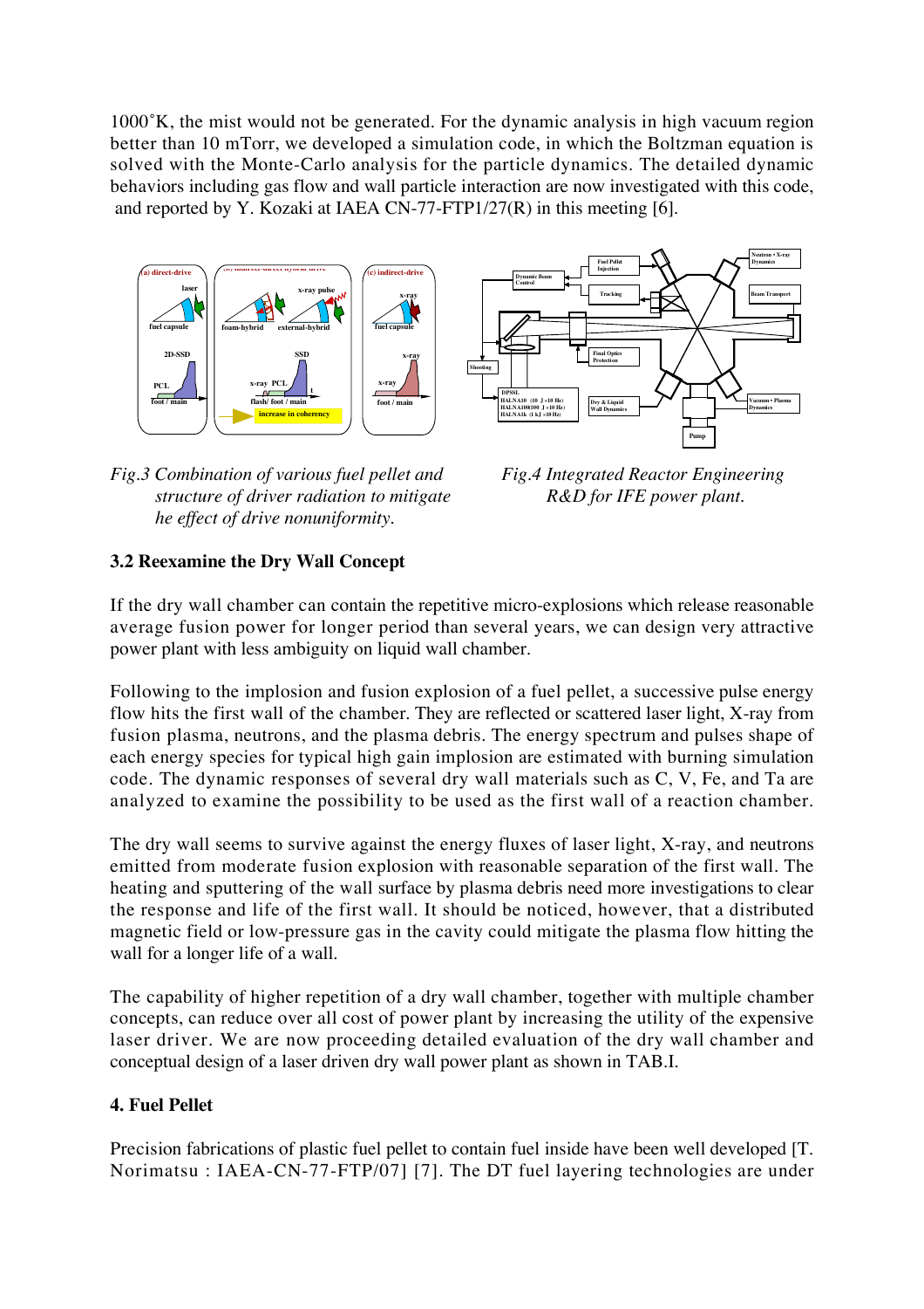1000˚K, the mist would not be generated. For the dynamic analysis in high vacuum region better than 10 mTorr, we developed a simulation code, in which the Boltzman equation is solved with the Monte-Carlo analysis for the particle dynamics. The detailed dynamic behaviors including gas flow and wall particle interaction are now investigated with this code, and reported by Y. Kozaki at IAEA CN-77-FTP1/27(R) in this meeting [6].

*Fig.3 Combination of various fuel pellet and structure of driver radiation to mitigate he effect of drive nonuniformity.*

*Fig.4 Integrated Reactor Engineering R&D for IFE power plant.*

### 3.2 Reexamine the Dry Wall Concept

If the dry wall chamber can contain the repetitive micro-explosions which release reasonable average fusion power for longer period than several years, we can design very attractive power plant with less ambiguity on liquid wall chamber.

Following to the implosion and fusion explosion of a fuel pellet, a successive pulse energy flow hits the first wall of the chamber. They are reflected or scattered laser light, X-ray from fusion plasma, neutrons, and the plasma debris. The energy spectrum and pulses shape of each energy species for typical high gain implosion are estimated with burning simulation code. The dynamic responses of several dry wall materials such as C, V, Fe, and Ta are analyzed to examine the possibility to be used as the first wall of a reaction chamber.

The dry wall seems to survive against the energy fluxes of laser light, X-ray, and neutrons emitted from moderate fusion explosion with reasonable separation of the first wall. The heating and sputtering of the wall surface by plasma debris need more investigations to clear the response and life of the first wall. It should be noticed, however, that a distributed magnetic field or low-pressure gas in the cavity could mitigate the plasma flow hitting the wall for a longer life of a wall.

The capability of higher repetition of a dry wall chamber, together with multiple chamber concepts, can reduce over all cost of power plant by increasing the utility of the expensive laser driver. We are now proceeding detailed evaluation of the dry wall chamber and conceptual design of a laser driven dry wall power plant as shown in TAB.I.

## 4. Fuel Pellet

Precision fabrications of plastic fuel pellet to contain fuel inside have been well developed [T. Norimatsu : IAEA-CN-77-FTP/07] [7]. The DT fuel layering technologies are under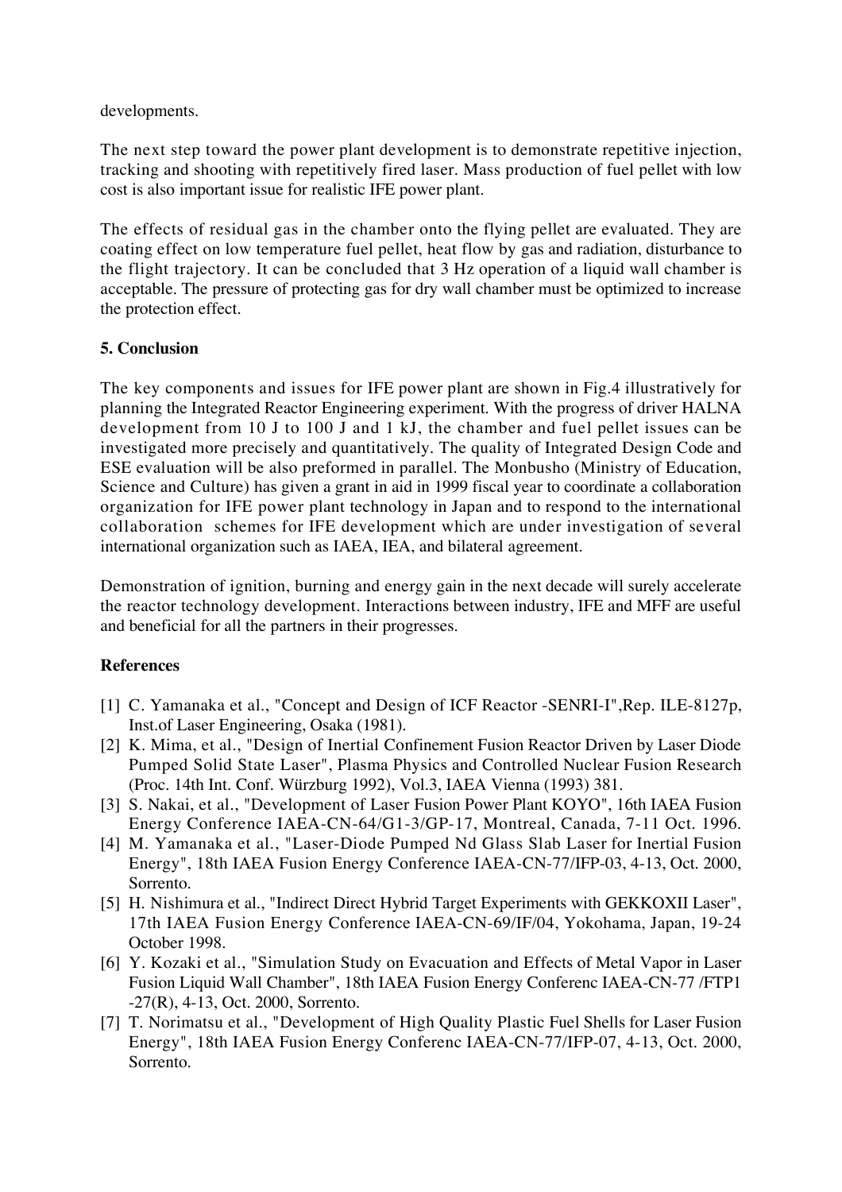developments.

The next step toward the power plant development is to demonstrate repetitive injection, tracking and shooting with repetitively fired laser. Mass production of fuel pellet with low cost is also important issue for realistic IFE power plant.

The effects of residual gas in the chamber onto the flying pellet are evaluated. They are coating effect on low temperature fuel pellet, heat flow by gas and radiation, disturbance to the flight trajectory. It can be concluded that 3 Hz operation of a liquid wall chamber is acceptable. The pressure of protecting gas for dry wall chamber must be optimized to increase the protection effect.

## 5. Conclusion

The key components and issues for IFE power plant are shown in Fig.4 illustratively for planning the Integrated Reactor Engineering experiment. With the progress of driver HALNA development from 10 J to 100 J and 1 kJ, the chamber and fuel pellet issues can be investigated more precisely and quantitatively. The quality of Integrated Design Code and ESE evaluation will be also preformed in parallel. The Monbusho (Ministry of Education, Science and Culture) has given a grant in aid in 1999 fiscal year to coordinate a collaboration organization for IFE power plant technology in Japan and to respond to the international collaboration schemes for IFE development which are under investigation of several international organization such as IAEA, IEA, and bilateral agreement.

Demonstration of ignition, burning and energy gain in the next decade will surely accelerate the reactor technology development. Interactions between industry, IFE and MFF are useful and beneficial for all the partners in their progresses.

## References

[1] C. Yamanaka et al., "Concept and Design of ICF Reactor -SENRI-I",Rep. ILE-8127p, Inst.of Laser Engineering, Osaka (1981).

[2] K. Mima, et al., "Design of Inertial Confinement Fusion Reactor Driven by Laser Diode Pumped Solid State Laser", Plasma Physics and Controlled Nuclear Fusion Research (Proc. 14th Int. Conf. Würzburg 1992), Vol.3, IAEA Vienna (1993) 381.

[3] S. Nakai, et al., "Development of Laser Fusion Power Plant KOYO", 16th IAEA Fusion Energy Conference IAEA-CN-64/G1-3/GP-17, Montreal, Canada, 7-11 Oct. 1996.

[4] M. Yamanaka et al., "Laser-Diode Pumped Nd Glass Slab Laser for Inertial Fusion Energy", 18th IAEA Fusion Energy Conference IAEA-CN-77/IFP-03, 4-13, Oct. 2000, Sorrento.

[5] H. Nishimura et al., "Indirect Direct Hybrid Target Experiments with GEKKOXII Laser", 17th IAEA Fusion Energy Conference IAEA-CN-69/IF/04, Yokohama, Japan, 19-24 October 1998.

[6] Y. Kozaki et al., "Simulation Study on Evacuation and Effects of Metal Vapor in Laser Fusion Liquid Wall Chamber", 18th IAEA Fusion Energy Conferenc IAEA-CN-77 /FTP1 -27(R), 4-13, Oct. 2000, Sorrento.

[7] T. Norimatsu et al., "Development of High Quality Plastic Fuel Shells for Laser Fusion Energy", 18th IAEA Fusion Energy Conferenc IAEA-CN-77/IFP-07, 4-13, Oct. 2000, Sorrento.